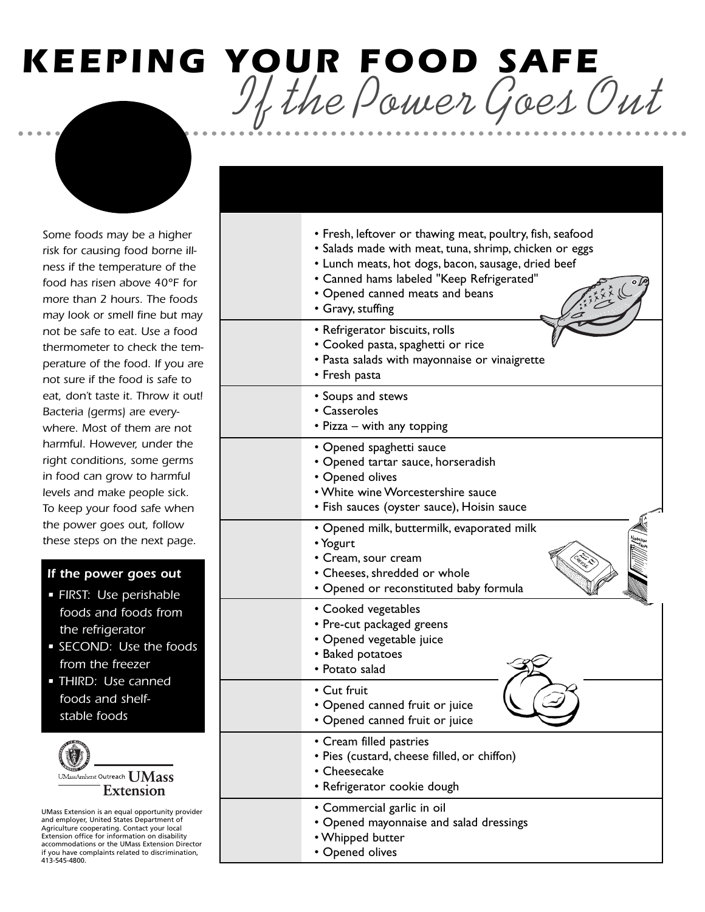# KEEPING YOUR FOOD SAFE

## *If the Power Goes Out*

*Some foods may be a higher risk for causing food borne illness if the temperature of the food has risen above 40°F for more than 2 hours. The foods may look or smell fine but may not be safe to eat. Use a food thermometer to check the temperature of the food. If you are not sure if the food is safe to eat, don't taste it. Throw it out! Bacteria (germs) are everywhere. Most of them are not harmful. However, under the right conditions, some germs in food can grow to harmful levels and make people sick. To keep your food safe when the power goes out, follow these steps on the next page.*

***If the power goes out***

- FIRST: Use perishable foods and foods from the refrigerator
- SECOND: Use the foods from the freezer
- THIRD: Use canned foods and shelf-stable foods

UMassAmherst Outreach UMass Extension

UMass Extension is an equal opportunity provider and employer, United States Department of Agriculture cooperating. Contact your local Extension office for information on disability accommodations or the UMass Extension Director if you have complaints related to discrimination, 413-545-4800.

| | |
|---|---|
| | • Fresh, leftover or thawing meat, poultry, fish, seafood<br>• Salads made with meat, tuna, shrimp, chicken or eggs<br>• Lunch meats, hot dogs, bacon, sausage, dried beef<br>• Canned hams labeled "Keep Refrigerated"<br>• Opened canned meats and beans<br>• Gravy, stuffing |
| | • Refrigerator biscuits, rolls<br>• Cooked pasta, spaghetti or rice<br>• Pasta salads with mayonnaise or vinaigrette<br>• Fresh pasta |
| | • Soups and stews<br>• Casseroles<br>• Pizza – with any topping |
| | • Opened spaghetti sauce<br>• Opened tartar sauce, horseradish<br>• Opened olives<br>• White wine Worcestershire sauce<br>• Fish sauces (oyster sauce), Hoisin sauce |
| | • Opened milk, buttermilk, evaporated milk<br>• Yogurt<br>• Cream, sour cream<br>• Cheeses, shredded or whole<br>• Opened or reconstituted baby formula |
| | • Cooked vegetables<br>• Pre-cut packaged greens<br>• Opened vegetable juice<br>• Baked potatoes<br>• Potato salad |
| | • Cut fruit<br>• Opened canned fruit or juice<br>• Opened canned fruit or juice |
| | • Cream filled pastries<br>• Pies (custard, cheese filled, or chiffon)<br>• Cheesecake<br>• Refrigerator cookie dough |
| | • Commercial garlic in oil<br>• Opened mayonnaise and salad dressings<br>• Whipped butter<br>• Opened olives |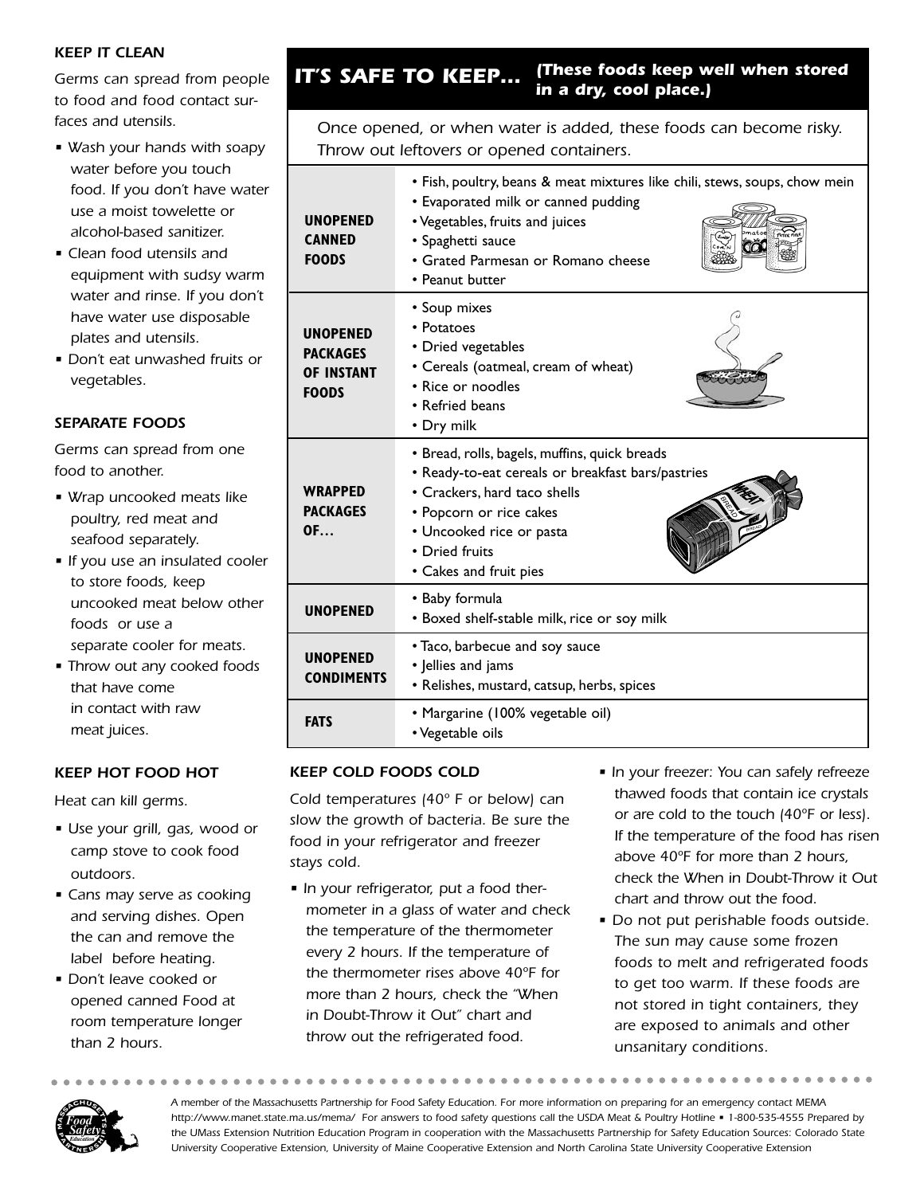### KEEP IT CLEAN

*Germs can spread from people to food and food contact surfaces and utensils.*

- *Wash your hands with soapy water before you touch food. If you don't have water use a moist towelette or alcohol-based sanitizer.*
- *Clean food utensils and equipment with sudsy warm water and rinse. If you don't have water use disposable plates and utensils.*
- *Don't eat unwashed fruits or vegetables.*

### SEPARATE FOODS

*Germs can spread from one food to another.*

- *Wrap uncooked meats like poultry, red meat and seafood separately.*
- *If you use an insulated cooler to store foods, keep uncooked meat below other foods or use a separate cooler for meats.*
- *Throw out any cooked foods that have come in contact with raw meat juices.*

### KEEP HOT FOOD HOT

*Heat can kill germs.*

- *Use your grill, gas, wood or camp stove to cook food outdoors.*
- *Cans may serve as cooking and serving dishes. Open the can and remove the label before heating.*
- *Don't leave cooked or opened canned Food at room temperature longer than 2 hours.*

## IT'S SAFE TO KEEP... *(These foods keep well when stored in a dry, cool place.)*

*Once opened, or when water is added, these foods can become risky. Throw out leftovers or opened containers.*

| | |
|---|---|
| **UNOPENED CANNED FOODS** | • Fish, poultry, beans & meat mixtures like chili, stews, soups, chow mein<br>• Evaporated milk or canned pudding<br>• Vegetables, fruits and juices<br>• Spaghetti sauce<br>• Grated Parmesan or Romano cheese<br>• Peanut butter |
| **UNOPENED PACKAGES OF INSTANT FOODS** | • Soup mixes<br>• Potatoes<br>• Dried vegetables<br>• Cereals (oatmeal, cream of wheat)<br>• Rice or noodles<br>• Refried beans<br>• Dry milk |
| **WRAPPED PACKAGES OF...** | • Bread, rolls, bagels, muffins, quick breads<br>• Ready-to-eat cereals or breakfast bars/pastries<br>• Crackers, hard taco shells<br>• Popcorn or rice cakes<br>• Uncooked rice or pasta<br>• Dried fruits<br>• Cakes and fruit pies |
| **UNOPENED** | • Baby formula<br>• Boxed shelf-stable milk, rice or soy milk |
| **UNOPENED CONDIMENTS** | • Taco, barbecue and soy sauce<br>• Jellies and jams<br>• Relishes, mustard, catsup, herbs, spices |
| **FATS** | • Margarine (100% vegetable oil)<br>• Vegetable oils |

### KEEP COLD FOODS COLD

*Cold temperatures (40° F or below) can slow the growth of bacteria. Be sure the food in your refrigerator and freezer stays cold.*

- *In your refrigerator, put a food thermometer in a glass of water and check the temperature of the thermometer every 2 hours. If the temperature of the thermometer rises above 40ºF for more than 2 hours, check the "When in Doubt-Throw it Out" chart and throw out the refrigerated food.*
- *In your freezer: You can safely refreeze thawed foods that contain ice crystals or are cold to the touch (40ºF or less). If the temperature of the food has risen above 40ºF for more than 2 hours, check the When in Doubt-Throw it Out chart and throw out the food.*
- *Do not put perishable foods outside. The sun may cause some frozen foods to melt and refrigerated foods to get too warm. If these foods are not stored in tight containers, they are exposed to animals and other unsanitary conditions.*

*A member of the Massachusetts Partnership for Food Safety Education. For more information on preparing for an emergency contact MEMA http://www.manet.state.ma.us/mema/ For answers to food safety questions call the USDA Meat & Poultry Hotline ▪ 1-800-535-4555 Prepared by the UMass Extension Nutrition Education Program in cooperation with the Massachusetts Partnership for Safety Education Sources: Colorado State University Cooperative Extension, University of Maine Cooperative Extension and North Carolina State University Cooperative Extension*